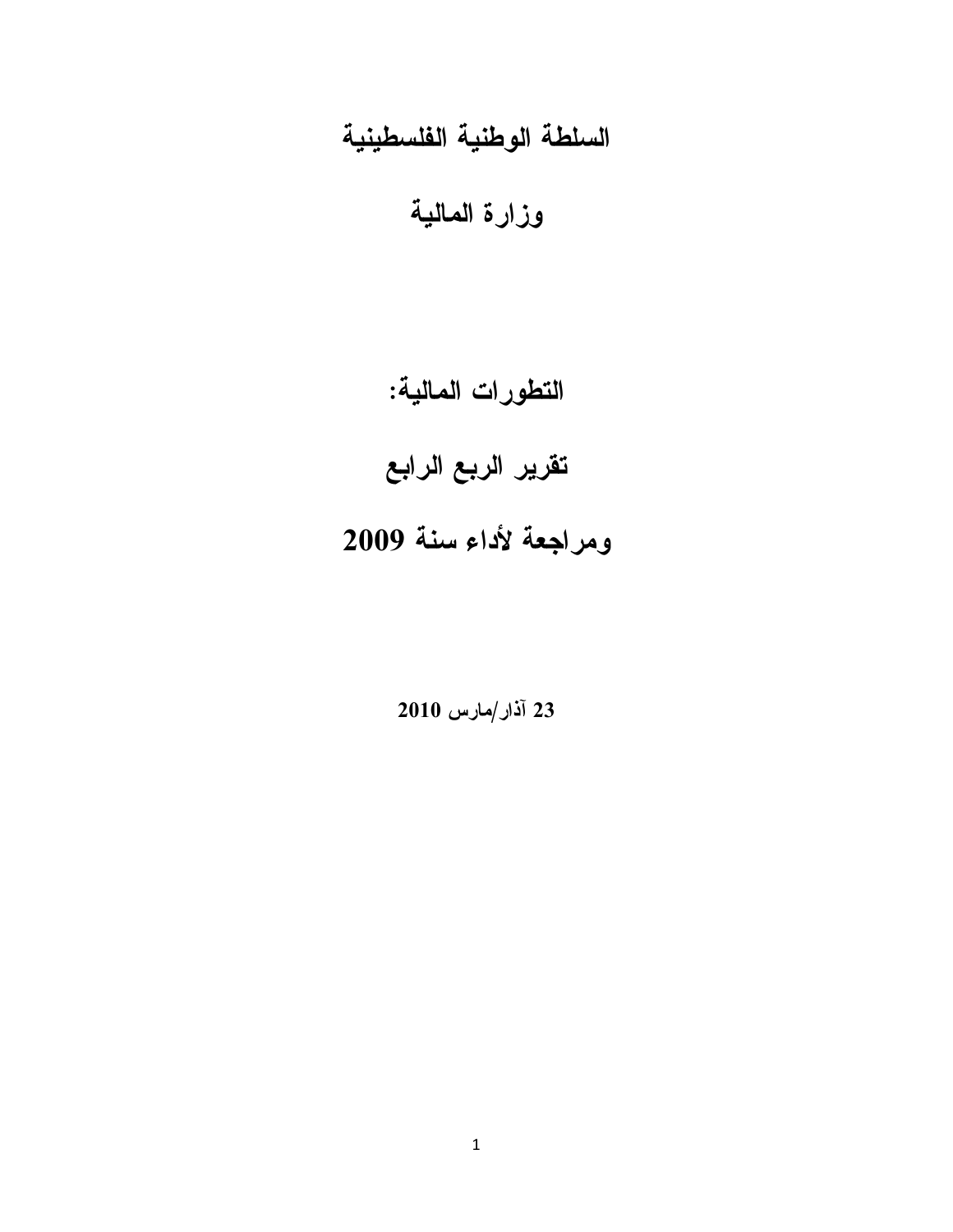# السلطة الوطنية الفلسطينية

# وزارة المالية

# التطورات المالية:

# تقرير الربع الرابع

# ومراجعة لأداء سنة 2009

**23 آذار/مارس 2010**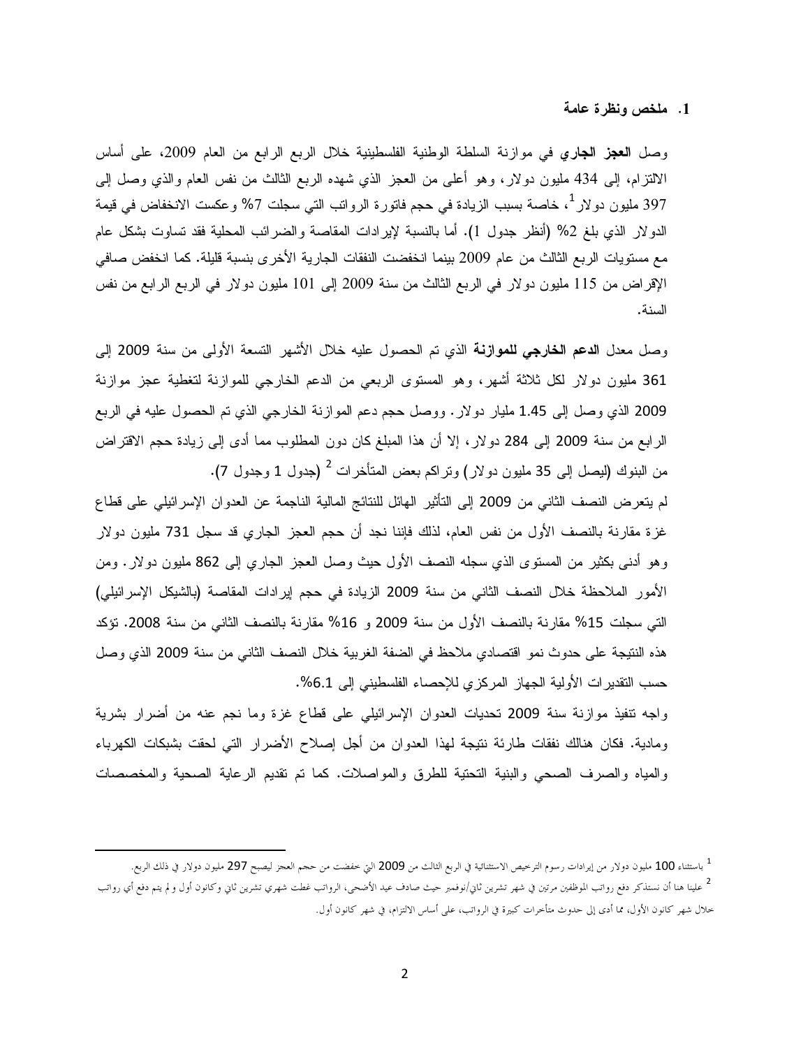## 1. ملخص ونظرة عامة

وصل **العجز الجاري** في موازنة السلطة الوطنية الفلسطينية خلال الربع الرابع من العام 2009، على أساس الالتزام، إلى 434 مليون دولار، وهو أعلى من العجز الذي شهده الربع الثالث من نفس العام والذي وصل إلى 397 مليون دولار[1]، خاصة بسبب الزيادة في حجم فاتورة الرواتب التي سجلت 7% وعكست الانخفاض في قيمة الدولار الذي بلغ 2% (أنظر جدول 1). أما بالنسبة لإيرادات المقاصة والضرائب المحلية فقد تساوت بشكل عام مع مستويات الربع الثالث من عام 2009 بينما انخفضت النفقات الجارية الأخرى بنسبة قليلة. كما انخفض صافي الإقراض من 115 مليون دولار في الربع الثالث من سنة 2009 إلى 101 مليون دولار في الربع الرابع من نفس السنة.

وصل معدل **الدعم الخارجي للموازنة** الذي تم الحصول عليه خلال الأشهر التسعة الأولى من سنة 2009 إلى 361 مليون دولار لكل ثلاثة أشهر، وهو المستوى الربعي من الدعم الخارجي للموازنة لتغطية عجز موازنة 2009 الذي وصل إلى 1.45 مليار دولار. ووصل حجم دعم الموازنة الخارجي الذي تم الحصول عليه في الربع الرابع من سنة 2009 إلى 284 دولار، إلا أن هذا المبلغ كان دون المطلوب مما أدى إلى زيادة حجم الاقتراض من البنوك (ليصل إلى 35 مليون دولار) وتراكم بعض المتأخرات [2] (جدول 1 وجدول 7).

لم يتعرض النصف الثاني من 2009 إلى التأثير الهائل للنتائج المالية الناجمة عن العدوان الإسرائيلي على قطاع غزة مقارنة بالنصف الأول من نفس العام، لذلك فإننا نجد أن حجم العجز الجاري قد سجل 731 مليون دولار وهو أدنى بكثير من المستوى الذي سجله النصف الأول حيث وصل العجز الجاري إلى 862 مليون دولار. ومن الأمور الملاحظة خلال النصف الثاني من سنة 2009 الزيادة في حجم إيرادات المقاصة (بالشيكل الإسرائيلي) التي سجلت 15% مقارنة بالنصف الأول من سنة 2009 و 16% مقارنة بالنصف الثاني من سنة 2008. تؤكد هذه النتيجة على حدوث نمو اقتصادي ملاحظ في الضفة الغربية خلال النصف الثاني من سنة 2009 الذي وصل حسب التقديرات الأولية الجهاز المركزي للإحصاء الفلسطيني إلى 6.1%.

واجه تنفيذ موازنة سنة 2009 تحديات العدوان الإسرائيلي على قطاع غزة وما نجم عنه من أضرار بشرية ومادية. فكان هنالك نفقات طارئة نتيجة لهذا العدوان من أجل إصلاح الأضرار التي لحقت بشبكات الكهرباء والمياه والصرف الصحي والبنية التحتية للطرق والمواصلات. كما تم تقديم الرعاية الصحية والمخصصات

---

[1] باستثناء 100 مليون دولار من إيرادات رسوم الترخيص الاستثنائية في الربع الثالث من 2009 التي خفضت من حجم العجز ليصبح 297 مليون دولار في ذلك الربع.

[2] علينا هنا أن نستذكر دفع رواتب الموظفين مرتين في شهر تشرين ثاني/نوفمبر حيث صادف عيد الأضحى، الرواتب غطت شهري تشرين ثاني وكانون أول ولم يتم دفع أي رواتب خلال شهر كانون الأول، مما أدى إلى حدوث متأخرات كبيرة في الرواتب، على أساس الالتزام، في شهر كانون أول.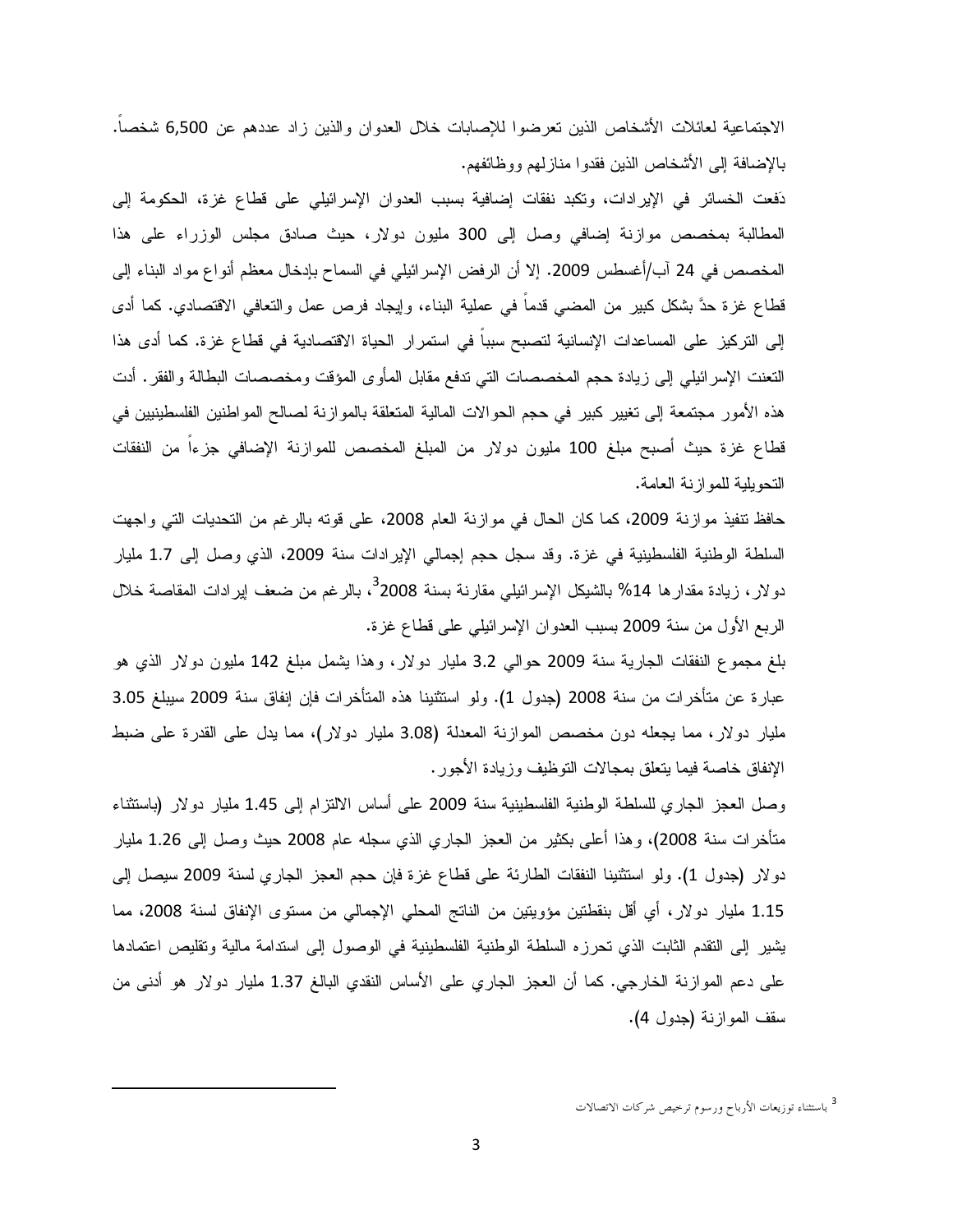الاجتماعية لعائلات الأشخاص الذين تعرضوا للإصابات خلال العدوان والذين زاد عددهم عن 6,500 شخصاً. بالإضافة إلى الأشخاص الذين فقدوا منازلهم ووظائفهم.

دَفعت الخسائر في الإيرادات، وتكبد نفقات إضافية بسبب العدوان الإسرائيلي على قطاع غزة، الحكومة إلى المطالبة بمخصص موازنة إضافي وصل إلى 300 مليون دولار، حيث صادق مجلس الوزراء على هذا المخصص في 24 آب/أغسطس 2009. إلا أن الرفض الإسرائيلي في السماح بإدخال معظم أنواع مواد البناء إلى قطاع غزة حدَّ بشكل كبير من المضي قدماً في عملية البناء، وإيجاد فرص عمل والتعافي الاقتصادي. كما أدى إلى التركيز على المساعدات الإنسانية لتصبح سبباً في استمرار الحياة الاقتصادية في قطاع غزة. كما أدى هذا التعنت الإسرائيلي إلى زيادة حجم المخصصات التي تدفع مقابل المأوى المؤقت ومخصصات البطالة والفقر. أدت هذه الأمور مجتمعة إلى تغيير كبير في حجم الحوالات المالية المتعلقة بالموازنة لصالح المواطنين الفلسطينيين في قطاع غزة حيث أصبح مبلغ 100 مليون دولار من المبلغ المخصص للموازنة الإضافي جزءاً من النفقات التحويلية للموازنة العامة.

حافظ تنفيذ موازنة 2009، كما كان الحال في موازنة العام 2008، على قوته بالرغم من التحديات التي واجهت السلطة الوطنية الفلسطينية في غزة. وقد سجل حجم إجمالي الإيرادات سنة 2009، الذي وصل إلى 1.7 مليار دولار، زيادة مقدارها 14% بالشيكل الإسرائيلي مقارنة بسنة 2008[3]، بالرغم من ضعف إيرادات المقاصة خلال الربع الأول من سنة 2009 بسبب العدوان الإسرائيلي على قطاع غزة.

بلغ مجموع النفقات الجارية سنة 2009 حوالي 3.2 مليار دولار، وهذا يشمل مبلغ 142 مليون دولار الذي هو عبارة عن متأخرات من سنة 2008 (جدول 1). ولو استثنينا هذه المتأخرات فإن إنفاق سنة 2009 سيبلغ 3.05 مليار دولار، مما يجعله دون مخصص الموازنة المعدلة (3.08 مليار دولار)، مما يدل على القدرة على ضبط الإنفاق خاصة فيما يتعلق بمجالات التوظيف وزيادة الأجور.

وصل العجز الجاري للسلطة الوطنية الفلسطينية سنة 2009 على أساس الالتزام إلى 1.45 مليار دولار (باستثناء متأخرات سنة 2008)، وهذا أعلى بكثير من العجز الجاري الذي سجله عام 2008 حيث وصل إلى 1.26 مليار دولار (جدول 1). ولو استثنينا النفقات الطارئة على قطاع غزة فإن حجم العجز الجاري لسنة 2009 سيصل إلى 1.15 مليار دولار، أي أقل بنقطتين مؤويتين من الناتج المحلي الإجمالي من مستوى الإنفاق لسنة 2008، مما يشير إلى التقدم الثابت الذي تحرزه السلطة الوطنية الفلسطينية في الوصول إلى استدامة مالية وتقليص اعتمادها على دعم الموازنة الخارجي. كما أن العجز الجاري على الأساس النقدي البالغ 1.37 مليار دولار هو أدنى من سقف الموازنة (جدول 4).

[3] باستثناء توزيعات الأرباح ورسوم ترخيص شركات الاتصالات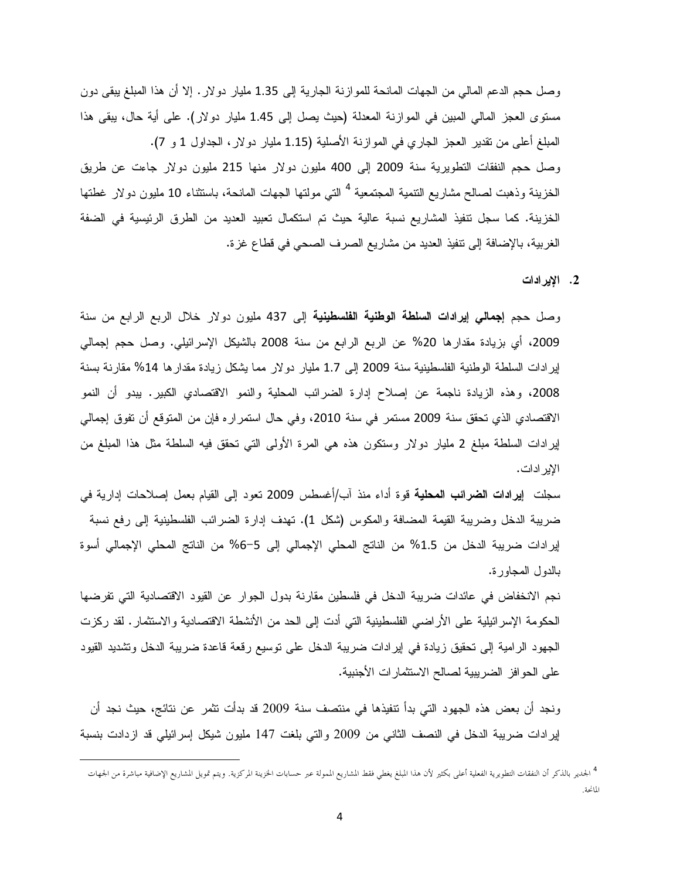وصل حجم الدعم المالي من الجهات المانحة للموازنة الجارية إلى 1.35 مليار دولار. إلا أن هذا المبلغ يبقى دون مستوى العجز المالي المبين في الموازنة المعدلة (حيث يصل إلى 1.45 مليار دولار). على أية حال، يبقى هذا المبلغ أعلى من تقدير العجز الجاري في الموازنة الأصلية (1.15 مليار دولار، الجداول 1 و 7).

وصل حجم النفقات التطويرية سنة 2009 إلى 400 مليون دولار منها 215 مليون دولار جاءت عن طريق الخزينة وذهبت لصالح مشاريع التنمية المجتمعية [4] التي مولتها الجهات المانحة، باستثناء 10 مليون دولار غطتها الخزينة. كما سجل تنفيذ المشاريع نسبة عالية حيث تم استكمال تعبيد العديد من الطرق الرئيسية في الضفة الغربية، بالإضافة إلى تنفيذ العديد من مشاريع الصرف الصحي في قطاع غزة.

## 2. الإيرادات

وصل حجم **إجمالي إيرادات السلطة الوطنية الفلسطينية** إلى 437 مليون دولار خلال الربع الرابع من سنة 2009، أي بزيادة مقدارها 20% عن الربع الرابع من سنة 2008 بالشيكل الإسرائيلي. وصل حجم إجمالي إيرادات السلطة الوطنية الفلسطينية سنة 2009 إلى 1.7 مليار دولار مما يشكل زيادة مقدارها 14% مقارنة بسنة 2008، وهذه الزيادة ناجمة عن إصلاح إدارة الضرائب المحلية والنمو الاقتصادي الكبير. يبدو أن النمو الاقتصادي الذي تحقق سنة 2009 مستمر في سنة 2010، وفي حال استمراره فإن من المتوقع أن تفوق إجمالي إيرادات السلطة مبلغ 2 مليار دولار وستكون هذه هي المرة الأولى التي تحقق فيه السلطة مثل هذا المبلغ من الإيرادات.

سجلت **إيرادات الضرائب المحلية** قوة أداء منذ آب/أغسطس 2009 تعود إلى القيام بعمل إصلاحات إدارية في ضريبة الدخل وضريبة القيمة المضافة والمكوس (شكل 1). تهدف إدارة الضرائب الفلسطينية إلى رفع نسبة إيرادات ضريبة الدخل من 1.5% من الناتج المحلي الإجمالي إلى 5–6% من الناتج المحلي الإجمالي أسوة بالدول المجاورة.

نجم الانخفاض في عائدات ضريبة الدخل في فلسطين مقارنة بدول الجوار عن القيود الاقتصادية التي تفرضها الحكومة الإسرائيلية على الأراضي الفلسطينية التي أدت إلى الحد من الأنشطة الاقتصادية والاستثمار. لقد ركزت الجهود الرامية إلى تحقيق زيادة في إيرادات ضريبة الدخل على توسيع رقعة قاعدة ضريبة الدخل وتشديد القيود على الحوافز الضريبية لصالح الاستثمارات الأجنبية.

ونجد أن بعض هذه الجهود التي بدأ تنفيذها في منتصف سنة 2009 قد بدأت تثمر عن نتائج، حيث نجد أن إيرادات ضريبة الدخل في النصف الثاني من 2009 والتي بلغت 147 مليون شيكل إسرائيلي قد ازدادت بنسبة

---

[4] الجدير بالذكر أن النفقات التطويرية الفعلية أعلى بكثير لأن هذا المبلغ يغطي فقط المشاريع الممولة عبر حسابات الخزينة المركزية. ويتم تمويل المشاريع الإضافية مباشرة من الجهات المانحة.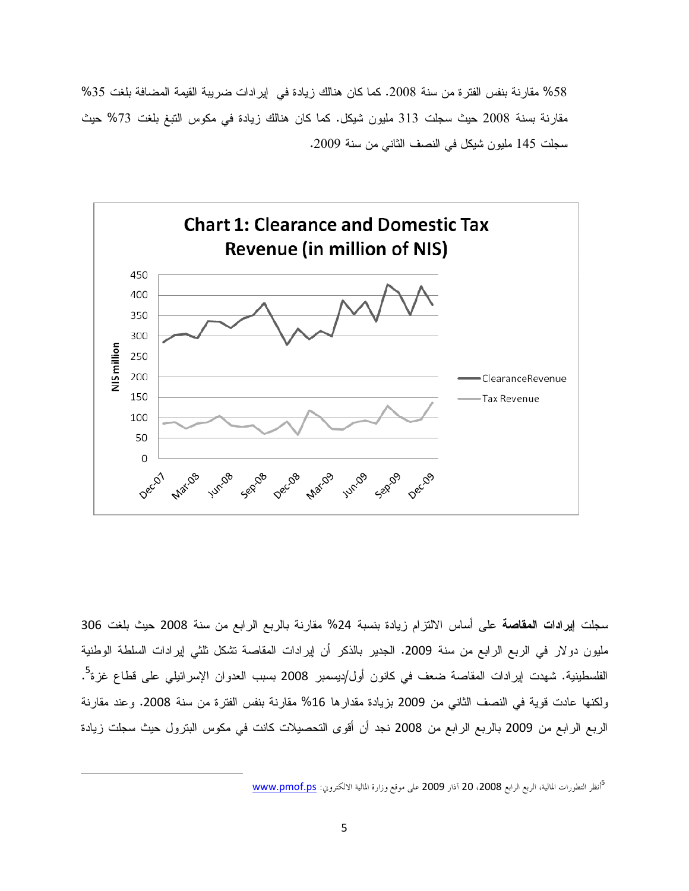58% مقارنة بنفس الفترة من سنة 2008. كما كان هنالك زيادة في إيرادات ضريبة القيمة المضافة بلغت 35% مقارنة بسنة 2008 حيث سجلت 313 مليون شيكل. كما كان هنالك زيادة في مكوس التبغ بلغت 73% حيث سجلت 145 مليون شيكل في النصف الثاني من سنة 2009.

**Chart 1: Clearance and Domestic Tax Revenue (in million of NIS)**

سجلت **إيرادات المقاصة** على أساس الالتزام زيادة بنسبة 24% مقارنة بالربع الرابع من سنة 2008 حيث بلغت 306 مليون دولار في الربع الرابع من سنة 2009. الجدير بالذكر أن إيرادات المقاصة تشكل ثلثي إيرادات السلطة الوطنية الفلسطينية. شهدت إيرادات المقاصة ضعف في كانون أول/ديسمبر 2008 بسبب العدوان الإسرائيلي على قطاع غزة[5]. ولكنها عادت قوية في النصف الثاني من 2009 بزيادة مقدارها 16% مقارنة بنفس الفترة من سنة 2008. وعند مقارنة الربع الرابع من 2009 بالربع الرابع من 2008 نجد أن أقوى التحصيلات كانت في مكوس البترول حيث سجلت زيادة

---

[5] أنظر التطورات المالية، الربع الرابع 2008، 20 آذار 2009 على موقع وزارة المالية الالكتروني: www.pmof.ps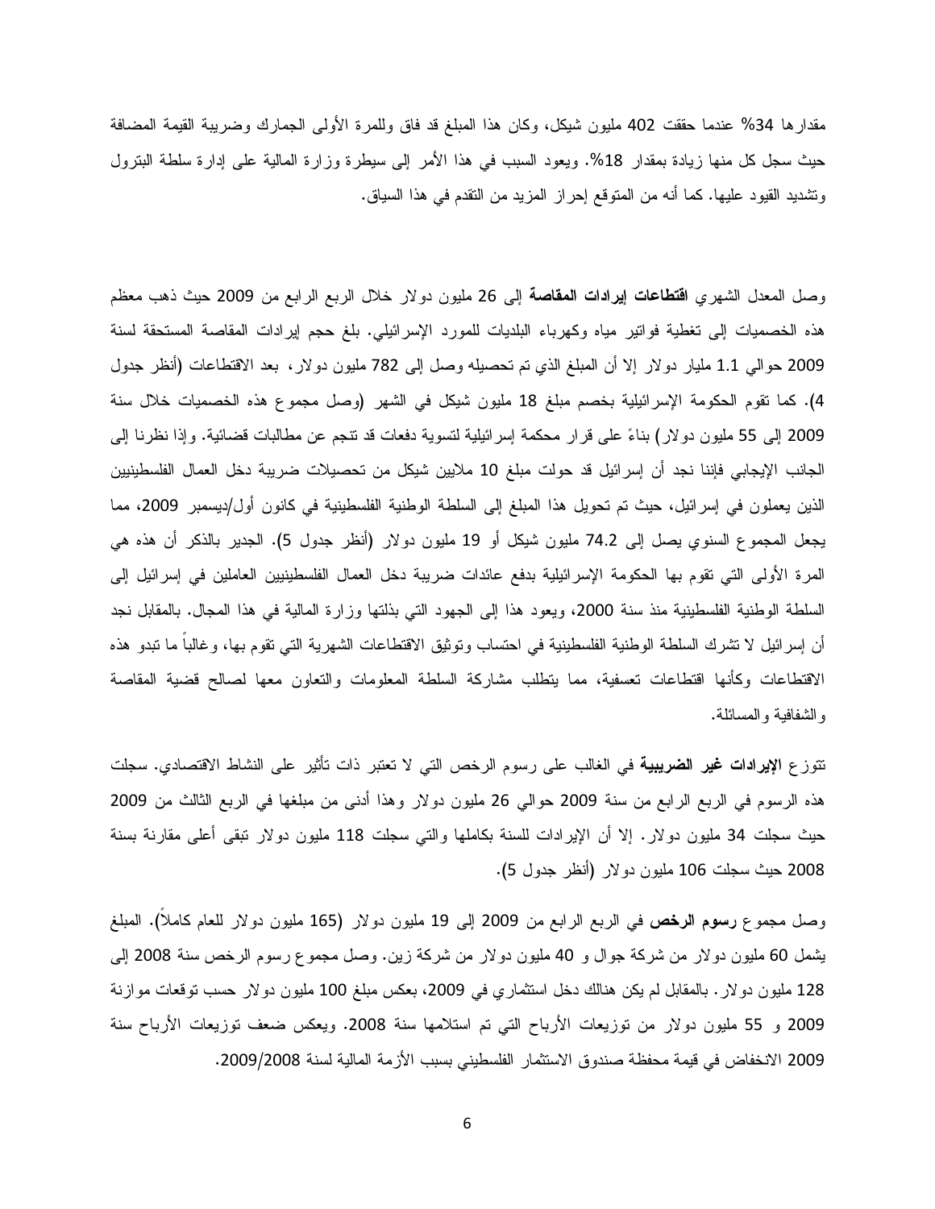مقدارها 34% عندما حققت 402 مليون شيكل، وكان هذا المبلغ قد فاق وللمرة الأولى الجمارك وضريبة القيمة المضافة حيث سجل كل منها زيادة بمقدار 18%. ويعود السبب في هذا الأمر إلى سيطرة وزارة المالية على إدارة سلطة البترول وتشديد القيود عليها. كما أنه من المتوقع إحراز المزيد من التقدم في هذا السياق.

وصل المعدل الشهري **اقتطاعات إيرادات المقاصة** إلى 26 مليون دولار خلال الربع الرابع من 2009 حيث ذهب معظم هذه الخصميات إلى تغطية فواتير مياه وكهرباء البلديات للمورد الإسرائيلي. بلغ حجم إيرادات المقاصة المستحقة لسنة 2009 حوالي 1.1 مليار دولار إلا أن المبلغ الذي تم تحصيله وصل إلى 782 مليون دولار، بعد الاقتطاعات (أنظر جدول 4). كما تقوم الحكومة الإسرائيلية بخصم مبلغ 18 مليون شيكل في الشهر (وصل مجموع هذه الخصميات خلال سنة 2009 إلى 55 مليون دولار) بناءً على قرار محكمة إسرائيلية لتسوية دفعات قد تنجم عن مطالبات قضائية. وإذا نظرنا إلى الجانب الإيجابي فإننا نجد أن إسرائيل قد حولت مبلغ 10 ملايين شيكل من تحصيلات ضريبة دخل العمال الفلسطينيين الذين يعملون في إسرائيل، حيث تم تحويل هذا المبلغ إلى السلطة الوطنية الفلسطينية في كانون أول/ديسمبر 2009، مما يجعل المجموع السنوي يصل إلى 74.2 مليون شيكل أو 19 مليون دولار (أنظر جدول 5). الجدير بالذكر أن هذه هي المرة الأولى التي تقوم بها الحكومة الإسرائيلية بدفع عائدات ضريبة دخل العمال الفلسطينيين العاملين في إسرائيل إلى السلطة الوطنية الفلسطينية منذ سنة 2000، ويعود هذا إلى الجهود التي بذلتها وزارة المالية في هذا المجال. بالمقابل نجد أن إسرائيل لا تشرك السلطة الوطنية الفلسطينية في احتساب وتوثيق الاقتطاعات الشهرية التي تقوم بها، وغالباً ما تبدو هذه الاقتطاعات وكأنها اقتطاعات تعسفية، مما يتطلب مشاركة السلطة المعلومات والتعاون معها لصالح قضية المقاصة والشفافية والمسائلة.

تتوزع **الإيرادات غير الضريبية** في الغالب على رسوم الرخص التي لا تعتبر ذات تأثير على النشاط الاقتصادي. سجلت هذه الرسوم في الربع الرابع من سنة 2009 حوالي 26 مليون دولار وهذا أدنى من مبلغها في الربع الثالث من 2009 حيث سجلت 34 مليون دولار. إلا أن الإيرادات للسنة بكاملها والتي سجلت 118 مليون دولار تبقى أعلى مقارنة بسنة 2008 حيث سجلت 106 مليون دولار (أنظر جدول 5).

وصل مجموع **رسوم الرخص** في الربع الرابع من 2009 إلى 19 مليون دولار (165 مليون دولار للعام كاملاً). المبلغ يشمل 60 مليون دولار من شركة جوال و 40 مليون دولار من شركة زين. وصل مجموع رسوم الرخص سنة 2008 إلى 128 مليون دولار. بالمقابل لم يكن هنالك دخل استثماري في 2009، بعكس مبلغ 100 مليون دولار حسب توقعات موازنة 2009 و 55 مليون دولار من توزيعات الأرباح التي تم استلامها سنة 2008. ويعكس ضعف توزيعات الأرباح سنة 2009 الانخفاض في قيمة محفظة صندوق الاستثمار الفلسطيني بسبب الأزمة المالية لسنة 2009/2008.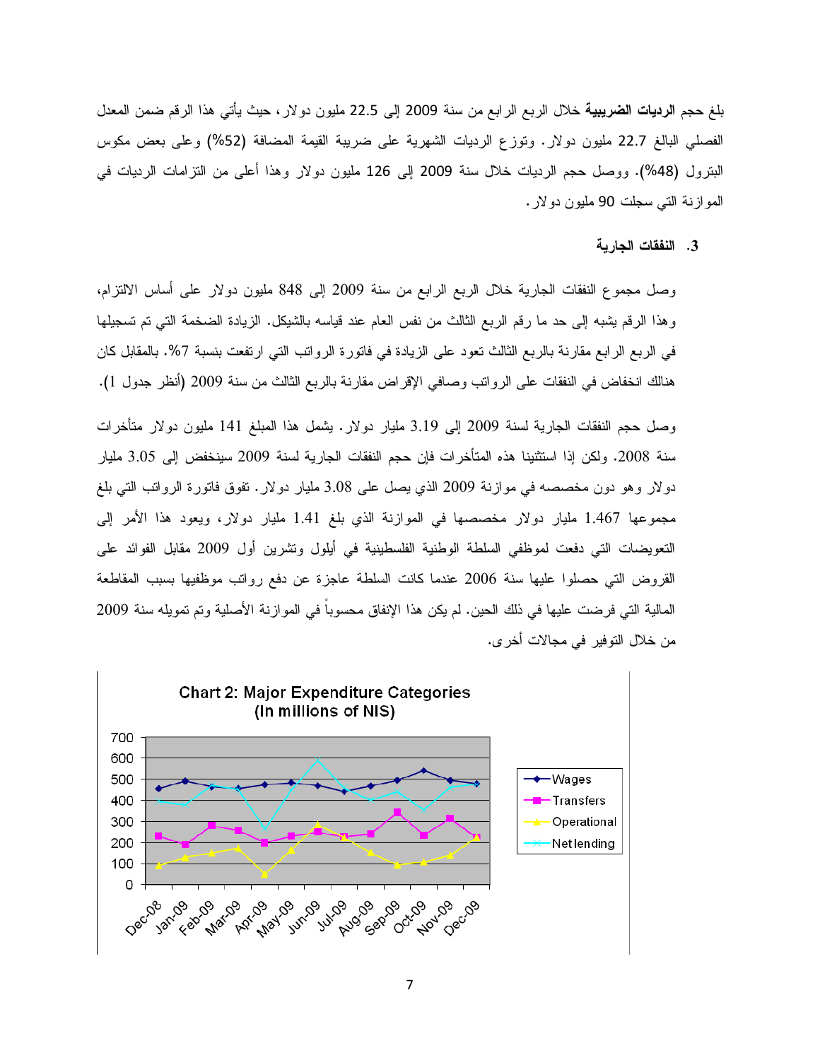بلغ حجم **الرديات الضريبية** خلال الربع الرابع من سنة 2009 إلى 22.5 مليون دولار، حيث يأتي هذا الرقم ضمن المعدل الفصلي البالغ 22.7 مليون دولار. وتوزع الرديات الشهرية على ضريبة القيمة المضافة (52%) وعلى بعض مكوس البترول (48%). ووصل حجم الرديات خلال سنة 2009 إلى 126 مليون دولار وهذا أعلى من التزامات الرديات في الموازنة التي سجلت 90 مليون دولار.

### 3. النفقات الجارية

وصل مجموع النفقات الجارية خلال الربع الرابع من سنة 2009 إلى 848 مليون دولار على أساس الالتزام، وهذا الرقم يشبه إلى حد ما رقم الربع الثالث من نفس العام عند قياسه بالشيكل. الزيادة الضخمة التي تم تسجيلها في الربع الرابع مقارنة بالربع الثالث تعود على الزيادة في فاتورة الرواتب التي ارتفعت بنسبة 7%. بالمقابل كان هنالك انخفاض في النفقات على الرواتب وصافي الإقراض مقارنة بالربع الثالث من سنة 2009 (أنظر جدول 1).

وصل حجم النفقات الجارية لسنة 2009 إلى 3.19 مليار دولار. يشمل هذا المبلغ 141 مليون دولار متأخرات سنة 2008. ولكن إذا استثنينا هذه المتأخرات فإن حجم النفقات الجارية لسنة 2009 سينخفض إلى 3.05 مليار دولار وهو دون مخصصه في موازنة 2009 الذي يصل على 3.08 مليار دولار. تفوق فاتورة الرواتب التي بلغ مجموعها 1.467 مليار دولار مخصصها في الموازنة الذي بلغ 1.41 مليار دولار، ويعود هذا الأمر إلى التعويضات التي دفعت لموظفي السلطة الوطنية الفلسطينية في أيلول وتشرين أول 2009 مقابل الفوائد على القروض التي حصلوا عليها سنة 2006 عندما كانت السلطة عاجزة عن دفع رواتب موظفيها بسبب المقاطعة المالية التي فرضت عليها في ذلك الحين. لم يكن هذا الإنفاق محسوباً في الموازنة الأصلية وتم تمويله سنة 2009 من خلال التوفير في مجالات أخرى.

**Chart 2: Major Expenditure Categories (In millions of NIS)**

| Month | Wages | Transfers | Operational | Net lending |
|---|---|---|---|---|
| Dec-08 | ~455 | ~230 | ~90 | ~395 |
| Jan-09 | ~490 | ~190 | ~130 | ~380 |
| Feb-09 | ~465 | ~280 | ~150 | ~475 |
| Mar-09 | ~455 | ~255 | ~175 | ~450 |
| Apr-09 | ~475 | ~200 | ~50 | ~265 |
| May-09 | ~480 | ~230 | ~165 | ~455 |
| Jun-09 | ~470 | ~250 | ~290 | ~595 |
| Jul-09 | ~440 | ~225 | ~230 | ~450 |
| Aug-09 | ~470 | ~240 | ~150 | ~400 |
| Sep-09 | ~495 | ~345 | ~95 | ~440 |
| Oct-09 | ~540 | ~235 | ~105 | ~350 |
| Nov-09 | ~495 | ~315 | ~140 | ~460 |
| Dec-09 | ~480 | ~230 | ~230 | ~470 |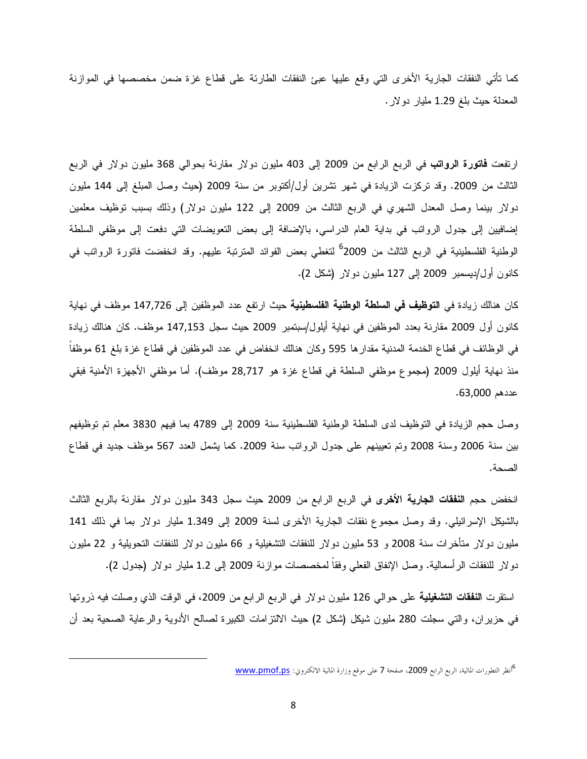كما تأتي النفقات الجارية الأخرى التي وقع عليها عبئ النفقات الطارئة على قطاع غزة ضمن مخصصها في الموازنة المعدلة حيث بلغ 1.29 مليار دولار.

ارتفعت **فاتورة الرواتب** في الربع الرابع من 2009 إلى 403 مليون دولار مقارنة بحوالي 368 مليون دولار في الربع الثالث من 2009. وقد تركزت الزيادة في شهر تشرين أول/أكتوبر من سنة 2009 (حيث وصل المبلغ إلى 144 مليون دولار بينما وصل المعدل الشهري في الربع الثالث من 2009 إلى 122 مليون دولار) وذلك بسبب توظيف معلمين إضافيين إلى جدول الرواتب في بداية العام الدراسي، بالإضافة إلى بعض التعويضات التي دفعت إلى موظفي السلطة الوطنية الفلسطينية في الربع الثالث من 2009[6] لتغطي بعض الفوائد المترتبة عليهم. وقد انخفضت فاتورة الرواتب في كانون أول/ديسمبر 2009 إلى 127 مليون دولار (شكل 2).

كان هنالك زيادة في **التوظيف في السلطة الوطنية الفلسطينية** حيث ارتفع عدد الموظفين إلى 147,726 موظف في نهاية كانون أول 2009 مقارنة بعدد الموظفين في نهاية أيلول/سبتمبر 2009 حيث سجل 147,153 موظف. كان هنالك زيادة في الوظائف في قطاع الخدمة المدنية مقدارها 595 وكان هنالك انخفاض في عدد الموظفين في قطاع غزة بلغ 61 موظفاً منذ نهاية أيلول 2009 (مجموع موظفي السلطة في قطاع غزة هو 28,717 موظف). أما موظفي الأجهزة الأمنية فبقي عددهم 63,000.

وصل حجم الزيادة في التوظيف لدى السلطة الوطنية الفلسطينية سنة 2009 إلى 4789 بما فيهم 3830 معلم تم توظيفهم بين سنة 2006 وسنة 2008 وتم تعيينهم على جدول الرواتب سنة 2009. كما يشمل العدد 567 موظف جديد في قطاع الصحة.

انخفض حجم **النفقات الجارية الأخرى** في الربع الرابع من 2009 حيث سجل 343 مليون دولار مقارنة بالربع الثالث بالشيكل الإسرائيلي. وقد وصل مجموع نفقات الجارية الأخرى لسنة 2009 إلى 1.349 مليار دولار بما في ذلك 141 مليون دولار متأخرات سنة 2008 و 53 مليون دولار للنفقات التشغيلية و 66 مليون دولار للنفقات التحويلية و 22 مليون دولار للنفقات الرأسمالية. وصل الإنفاق الفعلي وفقاً لمخصصات موازنة 2009 إلى 1.2 مليار دولار (جدول 2).

استقرت **النفقات التشغيلية** على حوالي 126 مليون دولار في الربع الرابع من 2009، في الوقت الذي وصلت فيه ذروتها في حزيران، والتي سجلت 280 مليون شيكل (شكل 2) حيث الالتزامات الكبيرة لصالح الأدوية والرعاية الصحية بعد أن

---

[6] أنظر التطورات المالية، الربع الرابع 2009، صفحة 7 على موقع وزارة المالية الالكتروني: www.pmof.ps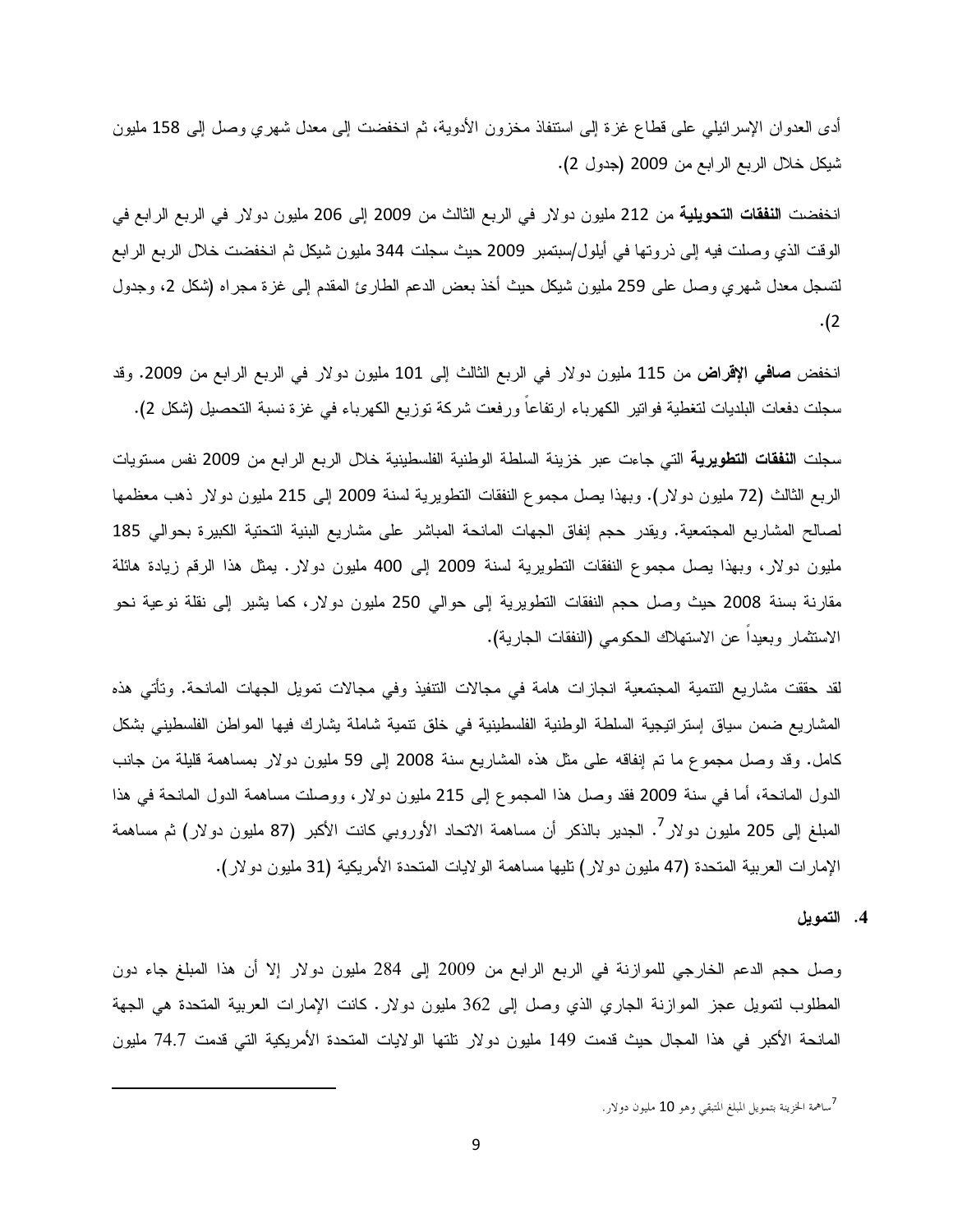أدى العدوان الإسرائيلي على قطاع غزة إلى استنفاذ مخزون الأدوية، ثم انخفضت إلى معدل شهري وصل إلى 158 مليون شيكل خلال الربع الرابع من 2009 (جدول 2).

انخفضت **النفقات التحويلية** من 212 مليون دولار في الربع الثالث من 2009 إلى 206 مليون دولار في الربع الرابع في الوقت الذي وصلت فيه إلى ذروتها في أيلول/سبتمبر 2009 حيث سجلت 344 مليون شيكل ثم انخفضت خلال الربع الرابع لتسجل معدل شهري وصل على 259 مليون شيكل حيث أخذ بعض الدعم الطارئ المقدم إلى غزة مجراه (شكل 2، وجدول 2).

انخفض **صافي الإقراض** من 115 مليون دولار في الربع الثالث إلى 101 مليون دولار في الربع الرابع من 2009. وقد سجلت دفعات البلديات لتغطية فواتير الكهرباء ارتفاعاً ورفعت شركة توزيع الكهرباء في غزة نسبة التحصيل (شكل 2).

سجلت **النفقات التطويرية** التي جاءت عبر خزينة السلطة الوطنية الفلسطينية خلال الربع الرابع من 2009 نفس مستويات الربع الثالث (72 مليون دولار). وبهذا يصل مجموع النفقات التطويرية لسنة 2009 إلى 215 مليون دولار ذهب معظمها لصالح المشاريع المجتمعية. ويقدر حجم إنفاق الجهات المانحة المباشر على مشاريع البنية التحتية الكبيرة بحوالي 185 مليون دولار، وبهذا يصل مجموع النفقات التطويرية لسنة 2009 إلى 400 مليون دولار. يمثل هذا الرقم زيادة هائلة مقارنة بسنة 2008 حيث وصل حجم النفقات التطويرية إلى حوالي 250 مليون دولار، كما يشير إلى نقلة نوعية نحو الاستثمار وبعيداً عن الاستهلاك الحكومي (النفقات الجارية).

لقد حققت مشاريع التنمية المجتمعية انجازات هامة في مجالات التنفيذ وفي مجالات تمويل الجهات المانحة. وتأتي هذه المشاريع ضمن سياق إستراتيجية السلطة الوطنية الفلسطينية في خلق تنمية شاملة يشارك فيها المواطن الفلسطيني بشكل كامل. وقد وصل مجموع ما تم إنفاقه على مثل هذه المشاريع سنة 2008 إلى 59 مليون دولار بمساهمة قليلة من جانب الدول المانحة، أما في سنة 2009 فقد وصل هذا المجموع إلى 215 مليون دولار، ووصلت مساهمة الدول المانحة في هذا المبلغ إلى 205 مليون دولار[7]. الجدير بالذكر أن مساهمة الاتحاد الأوروبي كانت الأكبر (87 مليون دولار) ثم مساهمة الإمارات العربية المتحدة (47 مليون دولار) تليها مساهمة الولايات المتحدة الأمريكية (31 مليون دولار).

### 4. التمويل

وصل حجم الدعم الخارجي للموازنة في الربع الرابع من 2009 إلى 284 مليون دولار إلا أن هذا المبلغ جاء دون المطلوب لتمويل عجز الموازنة الجاري الذي وصل إلى 362 مليون دولار. كانت الإمارات العربية المتحدة هي الجهة المانحة الأكبر في هذا المجال حيث قدمت 149 مليون دولار تلتها الولايات المتحدة الأمريكية التي قدمت 74.7 مليون

---

[7] ساهمة الخزينة بتمويل المبلغ المتبقي وهو 10 مليون دولار.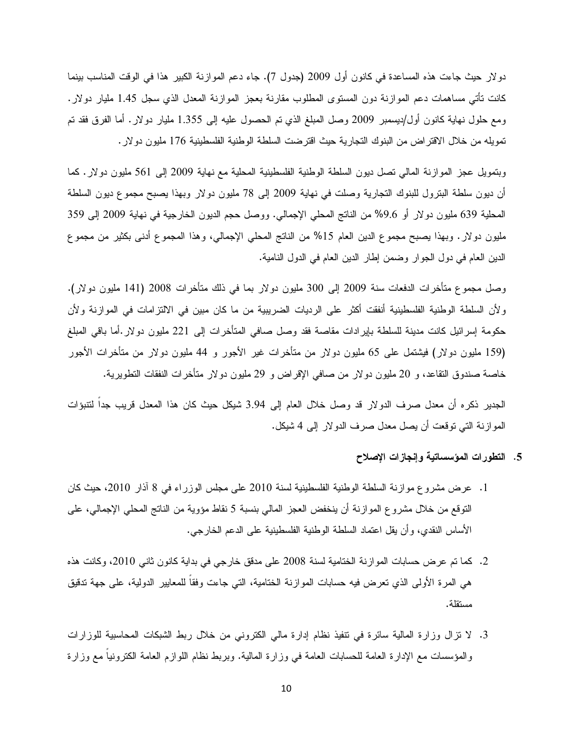دولار حيث جاءت هذه المساعدة في كانون أول 2009 (جدول 7). جاء دعم الموازنة الكبير هذا في الوقت المناسب بينما كانت تأتي مساهمات دعم الموازنة دون المستوى المطلوب مقارنة بعجز الموازنة المعدل الذي سجل 1.45 مليار دولار. ومع حلول نهاية كانون أول/ديسمبر 2009 وصل المبلغ الذي تم الحصول عليه إلى 1.355 مليار دولار. أما الفرق فقد تم تمويله من خلال الاقتراض من البنوك التجارية حيث اقترضت السلطة الوطنية الفلسطينية 176 مليون دولار.

وبتمويل عجز الموازنة المالي تصل ديون السلطة الوطنية الفلسطينية المحلية مع نهاية 2009 إلى 561 مليون دولار. كما أن ديون سلطة البترول للبنوك التجارية وصلت في نهاية 2009 إلى 78 مليون دولار وبهذا يصبح مجموع ديون السلطة المحلية 639 مليون دولار أو 9.6% من الناتج المحلي الإجمالي. ووصل حجم الديون الخارجية في نهاية 2009 إلى 359 مليون دولار. وبهذا يصبح مجموع الدين العام 15% من الناتج المحلي الإجمالي، وهذا المجموع أدنى بكثير من مجموع الدين العام في دول الجوار وضمن إطار الدين العام في الدول النامية.

وصل مجموع متأخرات الدفعات سنة 2009 إلى 300 مليون دولار بما في ذلك متأخرات 2008 (141 مليون دولار). ولأن السلطة الوطنية الفلسطينية أنفقت أكثر على الرديات الضريبية من ما كان مبين في الالتزامات في الموازنة ولأن حكومة إسرائيل كانت مدينة للسلطة بإيرادات مقاصة فقد وصل صافي المتأخرات إلى 221 مليون دولار.أما باقي المبلغ (159 مليون دولار) فيشتمل على 65 مليون دولار من متأخرات غير الأجور و 44 مليون دولار من متأخرات الأجور خاصة صندوق التقاعد، و 20 مليون دولار من صافي الإقراض و 29 مليون دولار متأخرات النفقات التطويرية.

الجدير ذكره أن معدل صرف الدولار قد وصل خلال العام إلى 3.94 شيكل حيث كان هذا المعدل قريب جداً لتنبؤات الموازنة التي توقعت أن يصل معدل صرف الدولار إلى 4 شيكل.

## 5. التطورات المؤسساتية وإنجازات الإصلاح

1. عرض مشروع موازنة السلطة الوطنية الفلسطينية لسنة 2010 على مجلس الوزراء في 8 آذار 2010، حيث كان التوقع من خلال مشروع الموازنة أن ينخفض العجز المالي بنسبة 5 نقاط مؤوية من الناتج المحلي الإجمالي، على الأساس النقدي، وأن يقل اعتماد السلطة الوطنية الفلسطينية على الدعم الخارجي.

2. كما تم عرض حسابات الموازنة الختامية لسنة 2008 على مدقق خارجي في بداية كانون ثاني 2010، وكانت هذه هي المرة الأولى الذي تعرض فيه حسابات الموازنة الختامية، التي جاءت وفقاً للمعايير الدولية، على جهة تدقيق مستقلة.

3. لا تزال وزارة المالية سائرة في تنفيذ نظام إدارة مالي الكتروني من خلال ربط الشبكات المحاسبية للوزارات والمؤسسات مع الإدارة العامة للحسابات العامة في وزارة المالية. وبربط نظام اللوازم العامة الكترونياً مع وزارة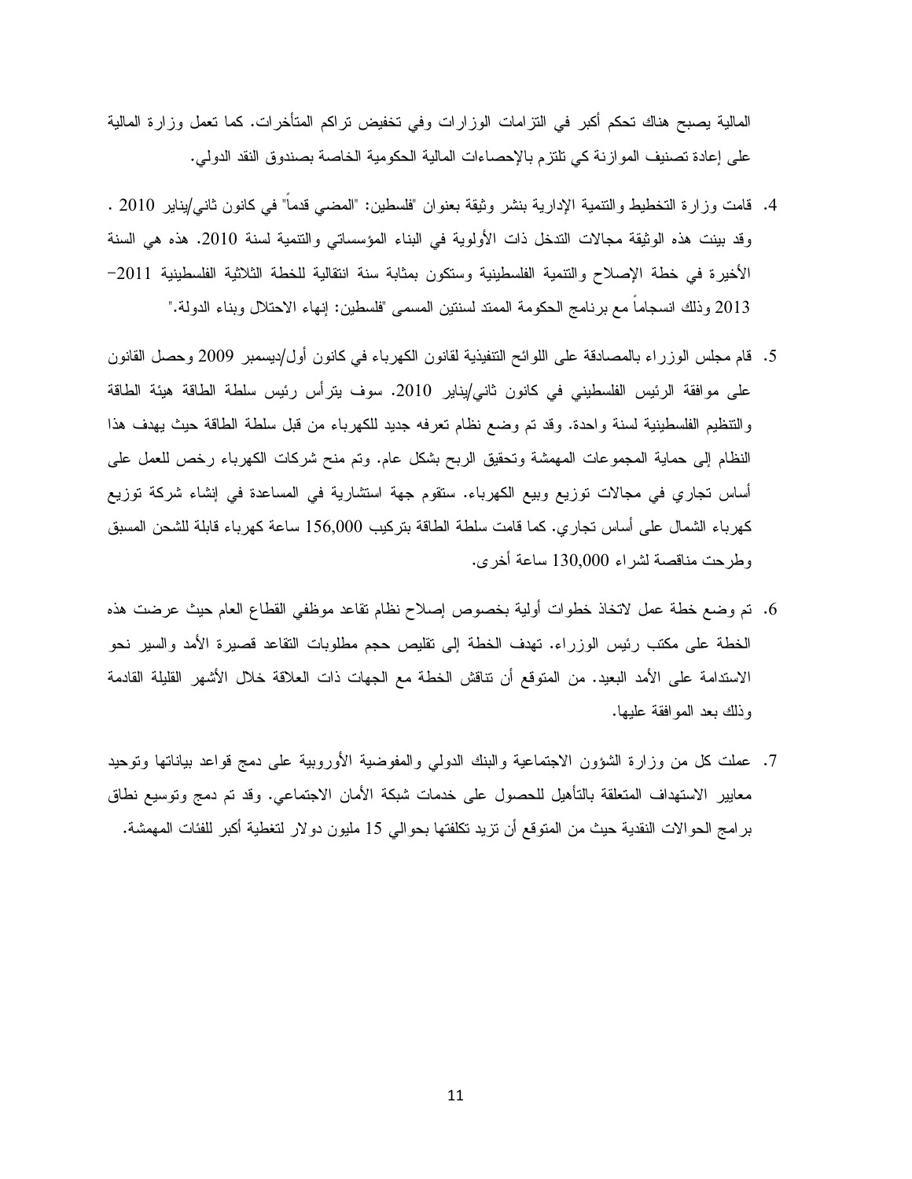المالية يصبح هناك تحكم أكبر في التزامات الوزارات وفي تخفيض تراكم المتأخرات. كما تعمل وزارة المالية على إعادة تصنيف الموازنة كي تلتزم بالإحصاءات المالية الحكومية الخاصة بصندوق النقد الدولي.

4. قامت وزارة التخطيط والتنمية الإدارية بنشر وثيقة بعنوان "فلسطين: "المضي قدماً" في كانون ثاني/يناير 2010 . وقد بينت هذه الوثيقة مجالات التدخل ذات الأولوية في البناء المؤسساتي والتنمية لسنة 2010. هذه هي السنة الأخيرة في خطة الإصلاح والتنمية الفلسطينية وستكون بمثابة سنة انتقالية للخطة الثلاثية الفلسطينية 2011-2013 وذلك انسجاماً مع برنامج الحكومة الممتد لسنتين المسمى "فلسطين: إنهاء الاحتلال وبناء الدولة."

5. قام مجلس الوزراء بالمصادقة على اللوائح التنفيذية لقانون الكهرباء في كانون أول/ديسمبر 2009 وحصل القانون على موافقة الرئيس الفلسطيني في كانون ثاني/يناير 2010. سوف يترأس رئيس سلطة الطاقة هيئة الطاقة والتنظيم الفلسطينية لسنة واحدة. وقد تم وضع نظام تعرفه جديد للكهرباء من قبل سلطة الطاقة حيث يهدف هذا النظام إلى حماية المجموعات المهمشة وتحقيق الربح بشكل عام. وتم منح شركات الكهرباء رخص للعمل على أساس تجاري في مجالات توزيع وبيع الكهرباء. ستقوم جهة استشارية في المساعدة في إنشاء شركة توزيع كهرباء الشمال على أساس تجاري. كما قامت سلطة الطاقة بتركيب 156,000 ساعة كهرباء قابلة للشحن المسبق وطرحت مناقصة لشراء 130,000 ساعة أخرى.

6. تم وضع خطة عمل لاتخاذ خطوات أولية بخصوص إصلاح نظام تقاعد موظفي القطاع العام حيث عرضت هذه الخطة على مكتب رئيس الوزراء. تهدف الخطة إلى تقليص حجم مطلوبات التقاعد قصيرة الأمد والسير نحو الاستدامة على الأمد البعيد. من المتوقع أن تناقش الخطة مع الجهات ذات العلاقة خلال الأشهر القليلة القادمة وذلك بعد الموافقة عليها.

7. عملت كل من وزارة الشؤون الاجتماعية والبنك الدولي والمفوضية الأوروبية على دمج قواعد بياناتها وتوحيد معايير الاستهداف المتعلقة بالتأهيل للحصول على خدمات شبكة الأمان الاجتماعي. وقد تم دمج وتوسيع نطاق برامج الحوالات النقدية حيث من المتوقع أن تزيد تكلفتها بحوالي 15 مليون دولار لتغطية أكبر للفئات المهمشة.